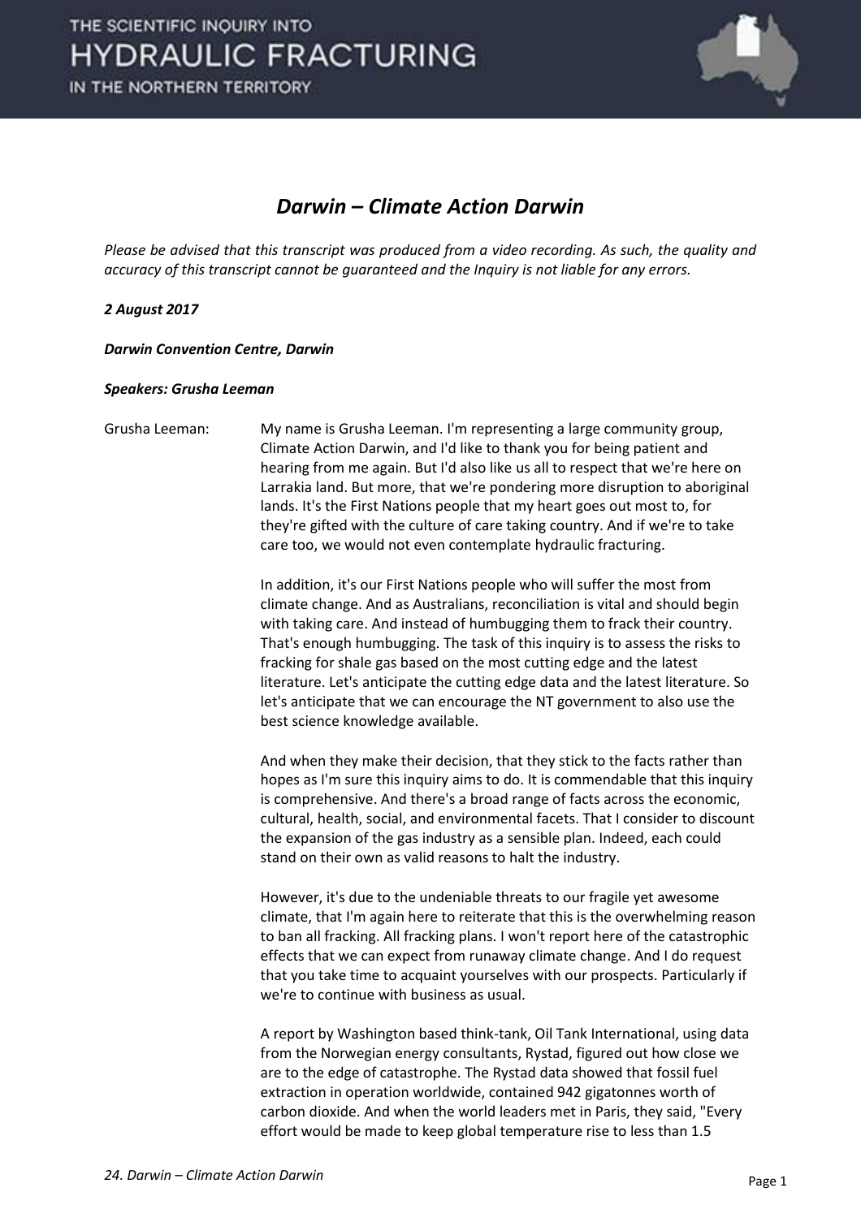# *Darwin – Climate Action Darwin*

*Please be advised that this transcript was produced from a video recording. As such, the quality and accuracy of this transcript cannot be guaranteed and the Inquiry is not liable for any errors.*

***2 August 2017***

***Darwin Convention Centre, Darwin***

***Speakers: Grusha Leeman***

Grusha Leeman: My name is Grusha Leeman. I'm representing a large community group, Climate Action Darwin, and I'd like to thank you for being patient and hearing from me again. But I'd also like us all to respect that we're here on Larrakia land. But more, that we're pondering more disruption to aboriginal lands. It's the First Nations people that my heart goes out most to, for they're gifted with the culture of care taking country. And if we're to take care too, we would not even contemplate hydraulic fracturing.

In addition, it's our First Nations people who will suffer the most from climate change. And as Australians, reconciliation is vital and should begin with taking care. And instead of humbugging them to frack their country. That's enough humbugging. The task of this inquiry is to assess the risks to fracking for shale gas based on the most cutting edge and the latest literature. Let's anticipate the cutting edge data and the latest literature. So let's anticipate that we can encourage the NT government to also use the best science knowledge available.

And when they make their decision, that they stick to the facts rather than hopes as I'm sure this inquiry aims to do. It is commendable that this inquiry is comprehensive. And there's a broad range of facts across the economic, cultural, health, social, and environmental facets. That I consider to discount the expansion of the gas industry as a sensible plan. Indeed, each could stand on their own as valid reasons to halt the industry.

However, it's due to the undeniable threats to our fragile yet awesome climate, that I'm again here to reiterate that this is the overwhelming reason to ban all fracking. All fracking plans. I won't report here of the catastrophic effects that we can expect from runaway climate change. And I do request that you take time to acquaint yourselves with our prospects. Particularly if we're to continue with business as usual.

A report by Washington based think-tank, Oil Tank International, using data from the Norwegian energy consultants, Rystad, figured out how close we are to the edge of catastrophe. The Rystad data showed that fossil fuel extraction in operation worldwide, contained 942 gigatonnes worth of carbon dioxide. And when the world leaders met in Paris, they said, "Every effort would be made to keep global temperature rise to less than 1.5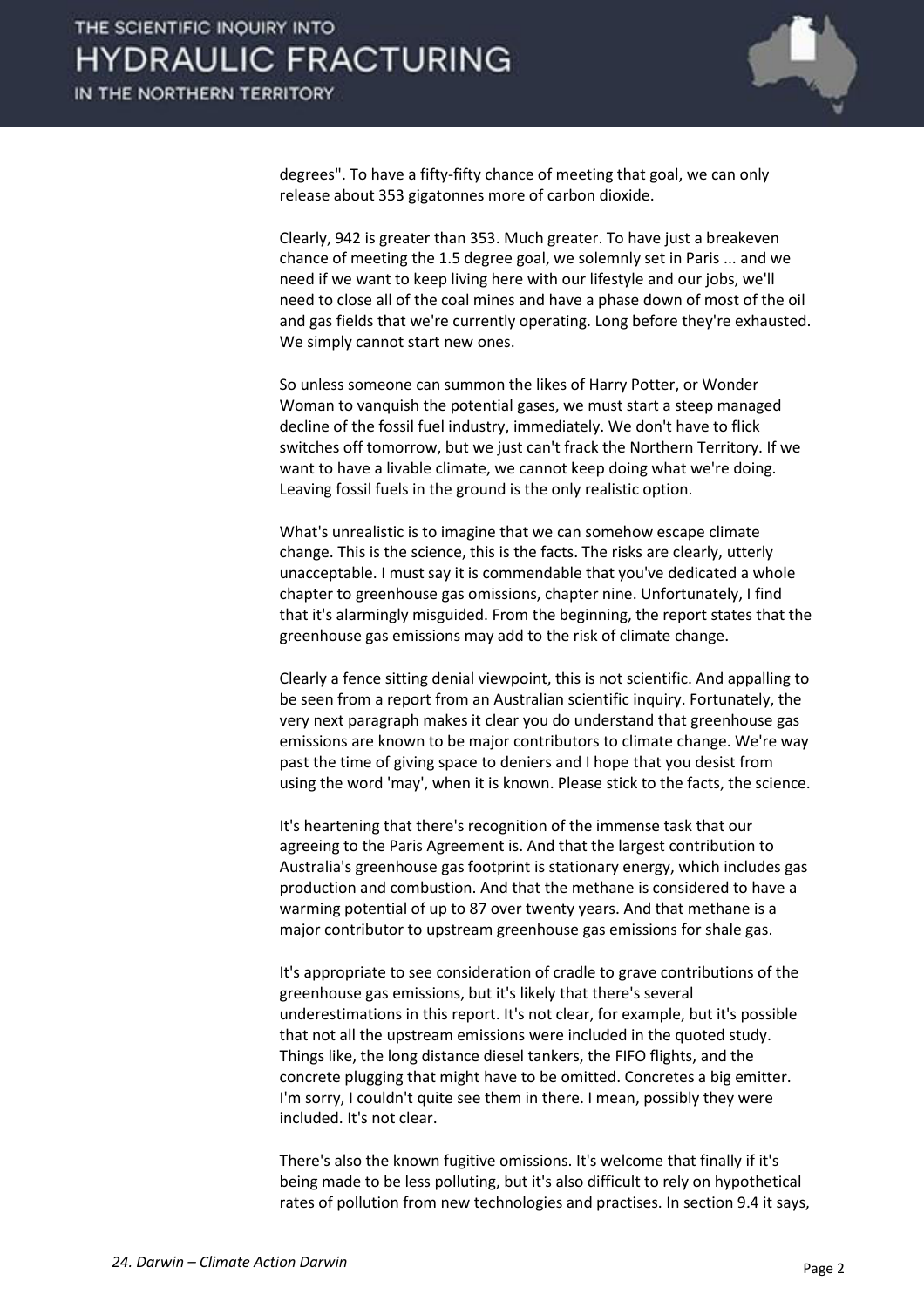degrees". To have a fifty-fifty chance of meeting that goal, we can only release about 353 gigatonnes more of carbon dioxide.

Clearly, 942 is greater than 353. Much greater. To have just a breakeven chance of meeting the 1.5 degree goal, we solemnly set in Paris ... and we need if we want to keep living here with our lifestyle and our jobs, we'll need to close all of the coal mines and have a phase down of most of the oil and gas fields that we're currently operating. Long before they're exhausted. We simply cannot start new ones.

So unless someone can summon the likes of Harry Potter, or Wonder Woman to vanquish the potential gases, we must start a steep managed decline of the fossil fuel industry, immediately. We don't have to flick switches off tomorrow, but we just can't frack the Northern Territory. If we want to have a livable climate, we cannot keep doing what we're doing. Leaving fossil fuels in the ground is the only realistic option.

What's unrealistic is to imagine that we can somehow escape climate change. This is the science, this is the facts. The risks are clearly, utterly unacceptable. I must say it is commendable that you've dedicated a whole chapter to greenhouse gas omissions, chapter nine. Unfortunately, I find that it's alarmingly misguided. From the beginning, the report states that the greenhouse gas emissions may add to the risk of climate change.

Clearly a fence sitting denial viewpoint, this is not scientific. And appalling to be seen from a report from an Australian scientific inquiry. Fortunately, the very next paragraph makes it clear you do understand that greenhouse gas emissions are known to be major contributors to climate change. We're way past the time of giving space to deniers and I hope that you desist from using the word 'may', when it is known. Please stick to the facts, the science.

It's heartening that there's recognition of the immense task that our agreeing to the Paris Agreement is. And that the largest contribution to Australia's greenhouse gas footprint is stationary energy, which includes gas production and combustion. And that the methane is considered to have a warming potential of up to 87 over twenty years. And that methane is a major contributor to upstream greenhouse gas emissions for shale gas.

It's appropriate to see consideration of cradle to grave contributions of the greenhouse gas emissions, but it's likely that there's several underestimations in this report. It's not clear, for example, but it's possible that not all the upstream emissions were included in the quoted study. Things like, the long distance diesel tankers, the FIFO flights, and the concrete plugging that might have to be omitted. Concretes a big emitter. I'm sorry, I couldn't quite see them in there. I mean, possibly they were included. It's not clear.

There's also the known fugitive omissions. It's welcome that finally if it's being made to be less polluting, but it's also difficult to rely on hypothetical rates of pollution from new technologies and practises. In section 9.4 it says,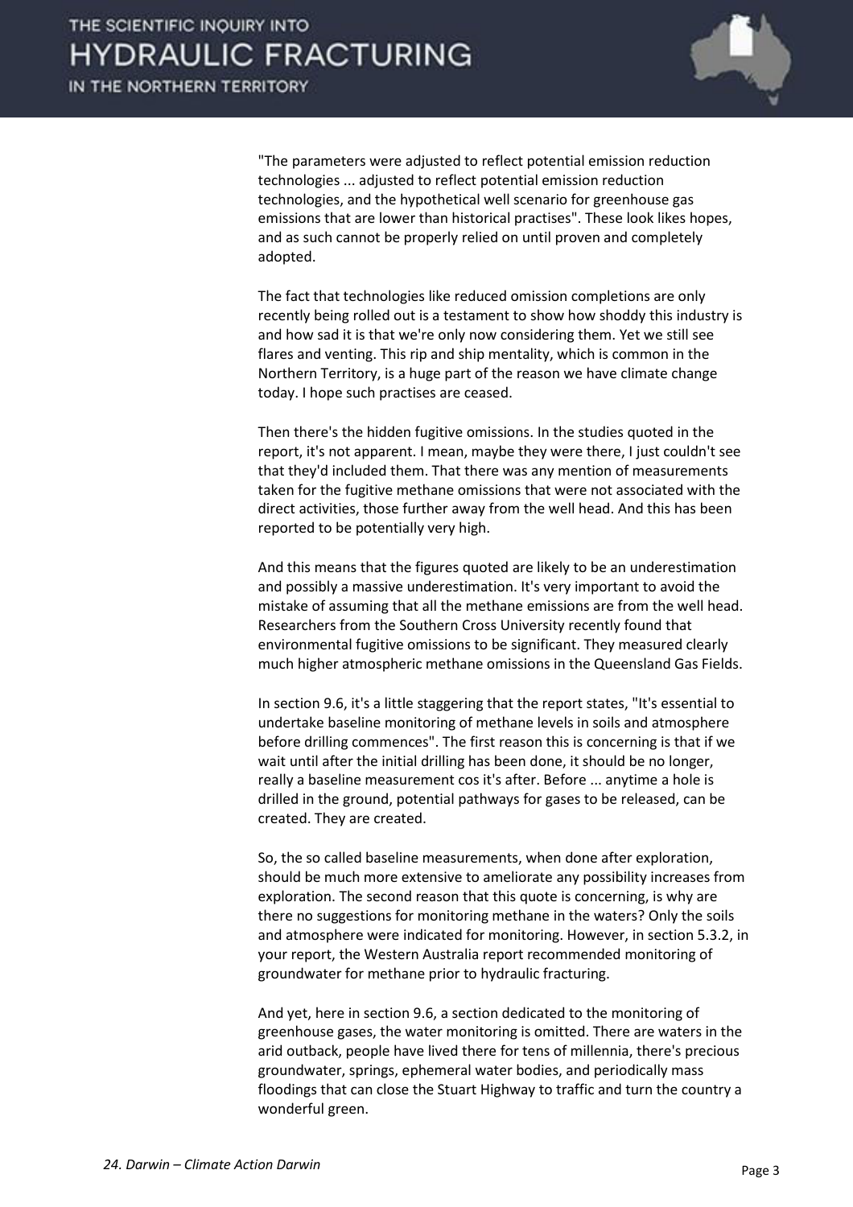"The parameters were adjusted to reflect potential emission reduction technologies ... adjusted to reflect potential emission reduction technologies, and the hypothetical well scenario for greenhouse gas emissions that are lower than historical practises". These look likes hopes, and as such cannot be properly relied on until proven and completely adopted.

The fact that technologies like reduced omission completions are only recently being rolled out is a testament to show how shoddy this industry is and how sad it is that we're only now considering them. Yet we still see flares and venting. This rip and ship mentality, which is common in the Northern Territory, is a huge part of the reason we have climate change today. I hope such practises are ceased.

Then there's the hidden fugitive omissions. In the studies quoted in the report, it's not apparent. I mean, maybe they were there, I just couldn't see that they'd included them. That there was any mention of measurements taken for the fugitive methane omissions that were not associated with the direct activities, those further away from the well head. And this has been reported to be potentially very high.

And this means that the figures quoted are likely to be an underestimation and possibly a massive underestimation. It's very important to avoid the mistake of assuming that all the methane emissions are from the well head. Researchers from the Southern Cross University recently found that environmental fugitive omissions to be significant. They measured clearly much higher atmospheric methane omissions in the Queensland Gas Fields.

In section 9.6, it's a little staggering that the report states, "It's essential to undertake baseline monitoring of methane levels in soils and atmosphere before drilling commences". The first reason this is concerning is that if we wait until after the initial drilling has been done, it should be no longer, really a baseline measurement cos it's after. Before ... anytime a hole is drilled in the ground, potential pathways for gases to be released, can be created. They are created.

So, the so called baseline measurements, when done after exploration, should be much more extensive to ameliorate any possibility increases from exploration. The second reason that this quote is concerning, is why are there no suggestions for monitoring methane in the waters? Only the soils and atmosphere were indicated for monitoring. However, in section 5.3.2, in your report, the Western Australia report recommended monitoring of groundwater for methane prior to hydraulic fracturing.

And yet, here in section 9.6, a section dedicated to the monitoring of greenhouse gases, the water monitoring is omitted. There are waters in the arid outback, people have lived there for tens of millennia, there's precious groundwater, springs, ephemeral water bodies, and periodically mass floodings that can close the Stuart Highway to traffic and turn the country a wonderful green.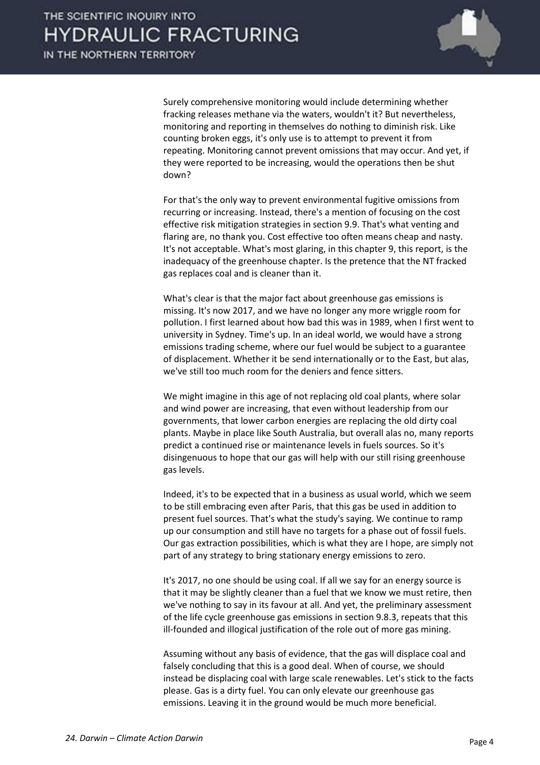Surely comprehensive monitoring would include determining whether fracking releases methane via the waters, wouldn't it? But nevertheless, monitoring and reporting in themselves do nothing to diminish risk. Like counting broken eggs, it's only use is to attempt to prevent it from repeating. Monitoring cannot prevent omissions that may occur. And yet, if they were reported to be increasing, would the operations then be shut down?

For that's the only way to prevent environmental fugitive omissions from recurring or increasing. Instead, there's a mention of focusing on the cost effective risk mitigation strategies in section 9.9. That's what venting and flaring are, no thank you. Cost effective too often means cheap and nasty. It's not acceptable. What's most glaring, in this chapter 9, this report, is the inadequacy of the greenhouse chapter. Is the pretence that the NT fracked gas replaces coal and is cleaner than it.

What's clear is that the major fact about greenhouse gas emissions is missing. It's now 2017, and we have no longer any more wriggle room for pollution. I first learned about how bad this was in 1989, when I first went to university in Sydney. Time's up. In an ideal world, we would have a strong emissions trading scheme, where our fuel would be subject to a guarantee of displacement. Whether it be send internationally or to the East, but alas, we've still too much room for the deniers and fence sitters.

We might imagine in this age of not replacing old coal plants, where solar and wind power are increasing, that even without leadership from our governments, that lower carbon energies are replacing the old dirty coal plants. Maybe in place like South Australia, but overall alas no, many reports predict a continued rise or maintenance levels in fuels sources. So it's disingenuous to hope that our gas will help with our still rising greenhouse gas levels.

Indeed, it's to be expected that in a business as usual world, which we seem to be still embracing even after Paris, that this gas be used in addition to present fuel sources. That's what the study's saying. We continue to ramp up our consumption and still have no targets for a phase out of fossil fuels. Our gas extraction possibilities, which is what they are I hope, are simply not part of any strategy to bring stationary energy emissions to zero.

It's 2017, no one should be using coal. If all we say for an energy source is that it may be slightly cleaner than a fuel that we know we must retire, then we've nothing to say in its favour at all. And yet, the preliminary assessment of the life cycle greenhouse gas emissions in section 9.8.3, repeats that this ill-founded and illogical justification of the role out of more gas mining.

Assuming without any basis of evidence, that the gas will displace coal and falsely concluding that this is a good deal. When of course, we should instead be displacing coal with large scale renewables. Let's stick to the facts please. Gas is a dirty fuel. You can only elevate our greenhouse gas emissions. Leaving it in the ground would be much more beneficial.

*24. Darwin – Climate Action Darwin*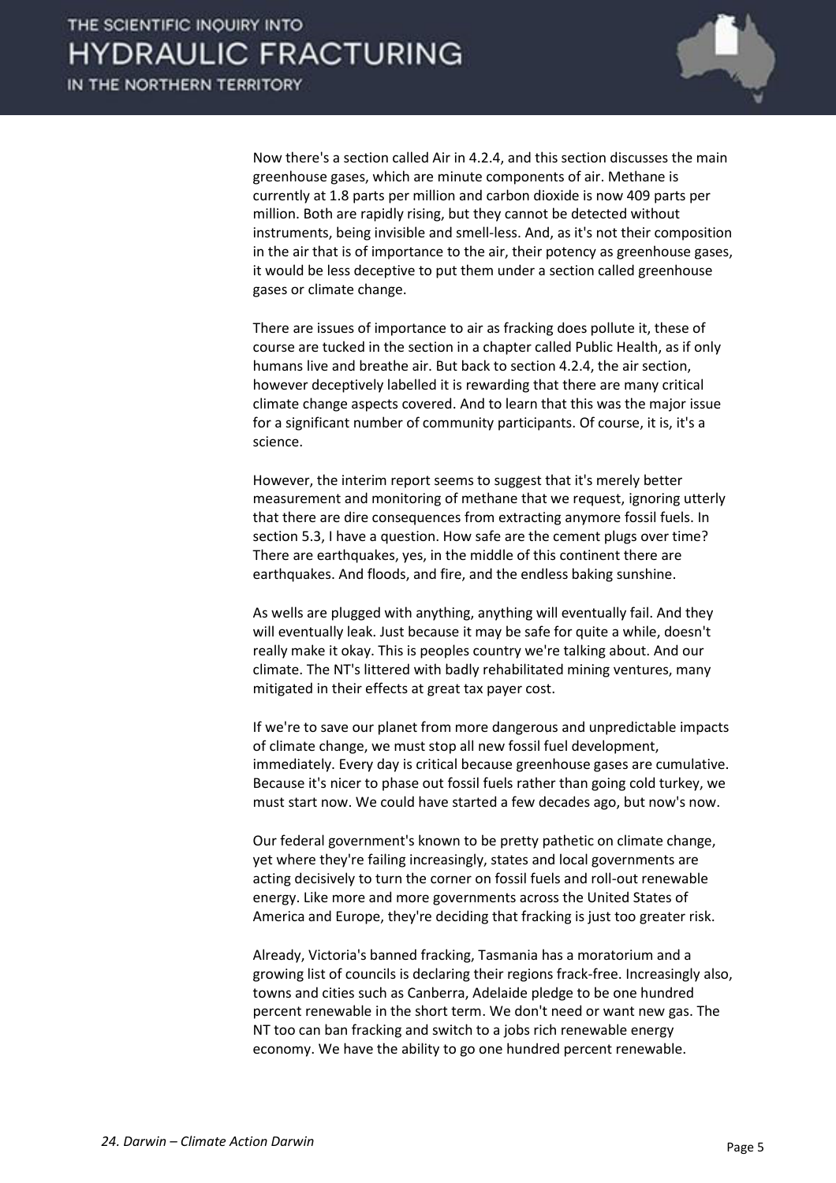Now there's a section called Air in 4.2.4, and this section discusses the main greenhouse gases, which are minute components of air. Methane is currently at 1.8 parts per million and carbon dioxide is now 409 parts per million. Both are rapidly rising, but they cannot be detected without instruments, being invisible and smell-less. And, as it's not their composition in the air that is of importance to the air, their potency as greenhouse gases, it would be less deceptive to put them under a section called greenhouse gases or climate change.

There are issues of importance to air as fracking does pollute it, these of course are tucked in the section in a chapter called Public Health, as if only humans live and breathe air. But back to section 4.2.4, the air section, however deceptively labelled it is rewarding that there are many critical climate change aspects covered. And to learn that this was the major issue for a significant number of community participants. Of course, it is, it's a science.

However, the interim report seems to suggest that it's merely better measurement and monitoring of methane that we request, ignoring utterly that there are dire consequences from extracting anymore fossil fuels. In section 5.3, I have a question. How safe are the cement plugs over time? There are earthquakes, yes, in the middle of this continent there are earthquakes. And floods, and fire, and the endless baking sunshine.

As wells are plugged with anything, anything will eventually fail. And they will eventually leak. Just because it may be safe for quite a while, doesn't really make it okay. This is peoples country we're talking about. And our climate. The NT's littered with badly rehabilitated mining ventures, many mitigated in their effects at great tax payer cost.

If we're to save our planet from more dangerous and unpredictable impacts of climate change, we must stop all new fossil fuel development, immediately. Every day is critical because greenhouse gases are cumulative. Because it's nicer to phase out fossil fuels rather than going cold turkey, we must start now. We could have started a few decades ago, but now's now.

Our federal government's known to be pretty pathetic on climate change, yet where they're failing increasingly, states and local governments are acting decisively to turn the corner on fossil fuels and roll-out renewable energy. Like more and more governments across the United States of America and Europe, they're deciding that fracking is just too greater risk.

Already, Victoria's banned fracking, Tasmania has a moratorium and a growing list of councils is declaring their regions frack-free. Increasingly also, towns and cities such as Canberra, Adelaide pledge to be one hundred percent renewable in the short term. We don't need or want new gas. The NT too can ban fracking and switch to a jobs rich renewable energy economy. We have the ability to go one hundred percent renewable.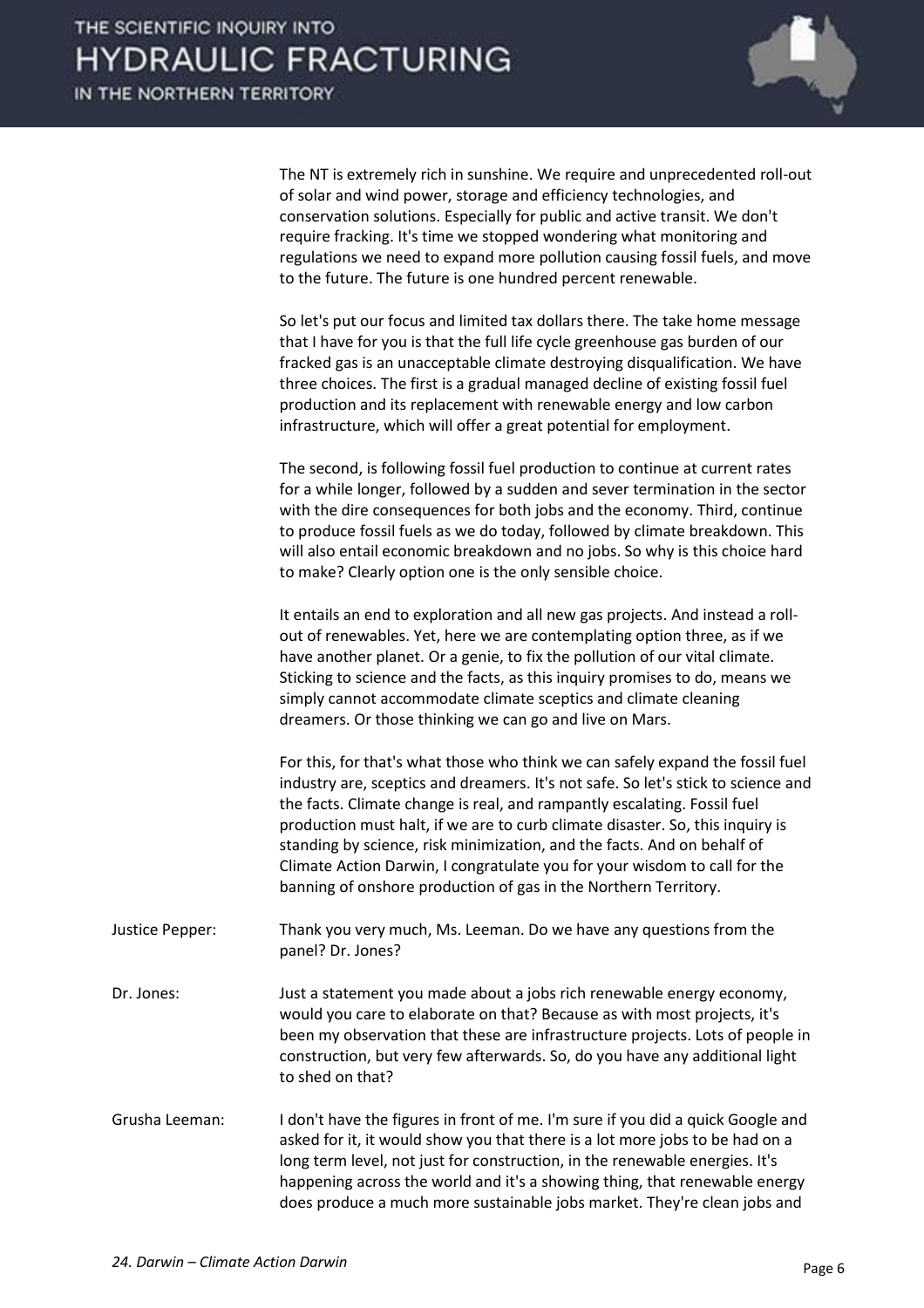The NT is extremely rich in sunshine. We require and unprecedented roll-out of solar and wind power, storage and efficiency technologies, and conservation solutions. Especially for public and active transit. We don't require fracking. It's time we stopped wondering what monitoring and regulations we need to expand more pollution causing fossil fuels, and move to the future. The future is one hundred percent renewable.

So let's put our focus and limited tax dollars there. The take home message that I have for you is that the full life cycle greenhouse gas burden of our fracked gas is an unacceptable climate destroying disqualification. We have three choices. The first is a gradual managed decline of existing fossil fuel production and its replacement with renewable energy and low carbon infrastructure, which will offer a great potential for employment.

The second, is following fossil fuel production to continue at current rates for a while longer, followed by a sudden and sever termination in the sector with the dire consequences for both jobs and the economy. Third, continue to produce fossil fuels as we do today, followed by climate breakdown. This will also entail economic breakdown and no jobs. So why is this choice hard to make? Clearly option one is the only sensible choice.

It entails an end to exploration and all new gas projects. And instead a roll-out of renewables. Yet, here we are contemplating option three, as if we have another planet. Or a genie, to fix the pollution of our vital climate. Sticking to science and the facts, as this inquiry promises to do, means we simply cannot accommodate climate sceptics and climate cleaning dreamers. Or those thinking we can go and live on Mars.

For this, for that's what those who think we can safely expand the fossil fuel industry are, sceptics and dreamers. It's not safe. So let's stick to science and the facts. Climate change is real, and rampantly escalating. Fossil fuel production must halt, if we are to curb climate disaster. So, this inquiry is standing by science, risk minimization, and the facts. And on behalf of Climate Action Darwin, I congratulate you for your wisdom to call for the banning of onshore production of gas in the Northern Territory.

Justice Pepper: Thank you very much, Ms. Leeman. Do we have any questions from the panel? Dr. Jones?

Dr. Jones: Just a statement you made about a jobs rich renewable energy economy, would you care to elaborate on that? Because as with most projects, it's been my observation that these are infrastructure projects. Lots of people in construction, but very few afterwards. So, do you have any additional light to shed on that?

Grusha Leeman: I don't have the figures in front of me. I'm sure if you did a quick Google and asked for it, it would show you that there is a lot more jobs to be had on a long term level, not just for construction, in the renewable energies. It's happening across the world and it's a showing thing, that renewable energy does produce a much more sustainable jobs market. They're clean jobs and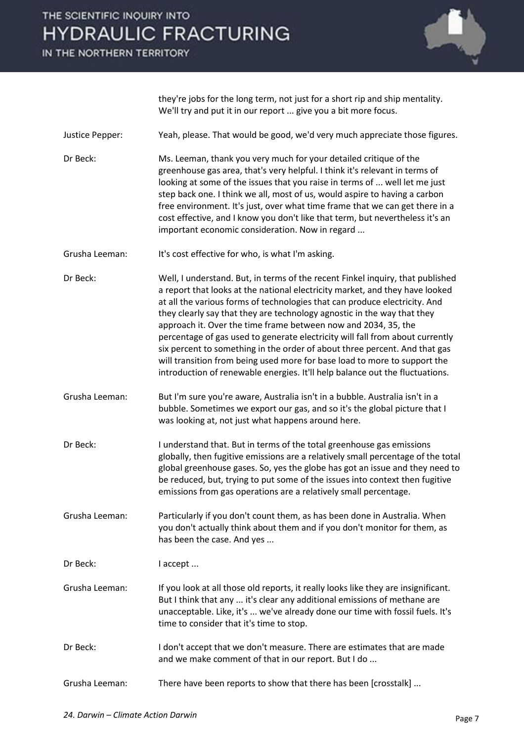they're jobs for the long term, not just for a short rip and ship mentality. We'll try and put it in our report ... give you a bit more focus.

| | |
|---|---|
| Justice Pepper: | Yeah, please. That would be good, we'd very much appreciate those figures. |
| Dr Beck: | Ms. Leeman, thank you very much for your detailed critique of the greenhouse gas area, that's very helpful. I think it's relevant in terms of looking at some of the issues that you raise in terms of ... well let me just step back one. I think we all, most of us, would aspire to having a carbon free environment. It's just, over what time frame that we can get there in a cost effective, and I know you don't like that term, but nevertheless it's an important economic consideration. Now in regard ... |
| Grusha Leeman: | It's cost effective for who, is what I'm asking. |
| Dr Beck: | Well, I understand. But, in terms of the recent Finkel inquiry, that published a report that looks at the national electricity market, and they have looked at all the various forms of technologies that can produce electricity. And they clearly say that they are technology agnostic in the way that they approach it. Over the time frame between now and 2034, 35, the percentage of gas used to generate electricity will fall from about currently six percent to something in the order of about three percent. And that gas will transition from being used more for base load to more to support the introduction of renewable energies. It'll help balance out the fluctuations. |
| Grusha Leeman: | But I'm sure you're aware, Australia isn't in a bubble. Australia isn't in a bubble. Sometimes we export our gas, and so it's the global picture that I was looking at, not just what happens around here. |
| Dr Beck: | I understand that. But in terms of the total greenhouse gas emissions globally, then fugitive emissions are a relatively small percentage of the total global greenhouse gases. So, yes the globe has got an issue and they need to be reduced, but, trying to put some of the issues into context then fugitive emissions from gas operations are a relatively small percentage. |
| Grusha Leeman: | Particularly if you don't count them, as has been done in Australia. When you don't actually think about them and if you don't monitor for them, as has been the case. And yes ... |
| Dr Beck: | I accept ... |
| Grusha Leeman: | If you look at all those old reports, it really looks like they are insignificant. But I think that any ... it's clear any additional emissions of methane are unacceptable. Like, it's ... we've already done our time with fossil fuels. It's time to consider that it's time to stop. |
| Dr Beck: | I don't accept that we don't measure. There are estimates that are made and we make comment of that in our report. But I do ... |
| Grusha Leeman: | There have been reports to show that there has been [crosstalk] ... |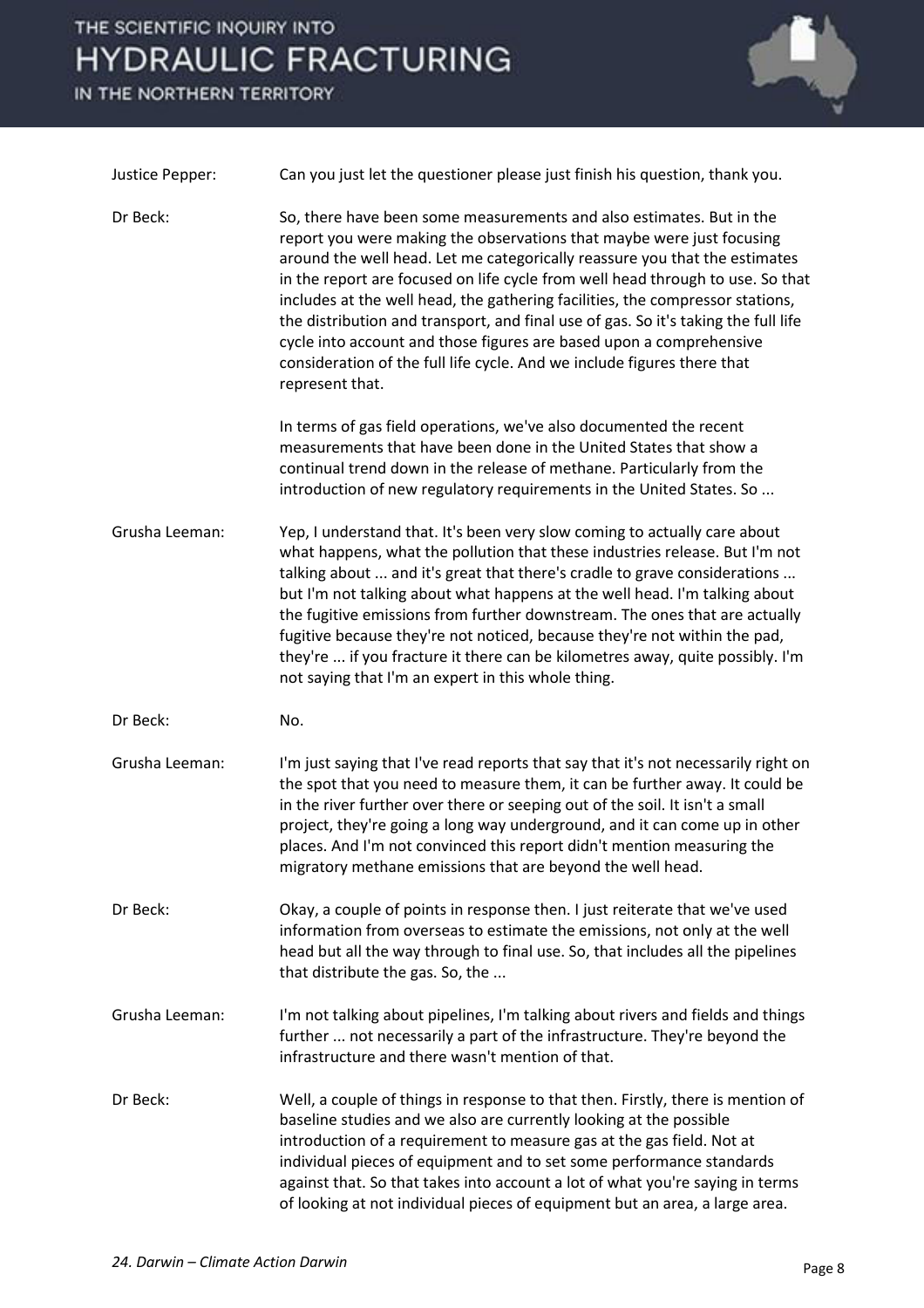Justice Pepper: Can you just let the questioner please just finish his question, thank you.

Dr Beck: So, there have been some measurements and also estimates. But in the report you were making the observations that maybe were just focusing around the well head. Let me categorically reassure you that the estimates in the report are focused on life cycle from well head through to use. So that includes at the well head, the gathering facilities, the compressor stations, the distribution and transport, and final use of gas. So it's taking the full life cycle into account and those figures are based upon a comprehensive consideration of the full life cycle. And we include figures there that represent that.

In terms of gas field operations, we've also documented the recent measurements that have been done in the United States that show a continual trend down in the release of methane. Particularly from the introduction of new regulatory requirements in the United States. So ...

Grusha Leeman: Yep, I understand that. It's been very slow coming to actually care about what happens, what the pollution that these industries release. But I'm not talking about ... and it's great that there's cradle to grave considerations ... but I'm not talking about what happens at the well head. I'm talking about the fugitive emissions from further downstream. The ones that are actually fugitive because they're not noticed, because they're not within the pad, they're ... if you fracture it there can be kilometres away, quite possibly. I'm not saying that I'm an expert in this whole thing.

Dr Beck: No.

Grusha Leeman: I'm just saying that I've read reports that say that it's not necessarily right on the spot that you need to measure them, it can be further away. It could be in the river further over there or seeping out of the soil. It isn't a small project, they're going a long way underground, and it can come up in other places. And I'm not convinced this report didn't mention measuring the migratory methane emissions that are beyond the well head.

Dr Beck: Okay, a couple of points in response then. I just reiterate that we've used information from overseas to estimate the emissions, not only at the well head but all the way through to final use. So, that includes all the pipelines that distribute the gas. So, the ...

Grusha Leeman: I'm not talking about pipelines, I'm talking about rivers and fields and things further ... not necessarily a part of the infrastructure. They're beyond the infrastructure and there wasn't mention of that.

Dr Beck: Well, a couple of things in response to that then. Firstly, there is mention of baseline studies and we also are currently looking at the possible introduction of a requirement to measure gas at the gas field. Not at individual pieces of equipment and to set some performance standards against that. So that takes into account a lot of what you're saying in terms of looking at not individual pieces of equipment but an area, a large area.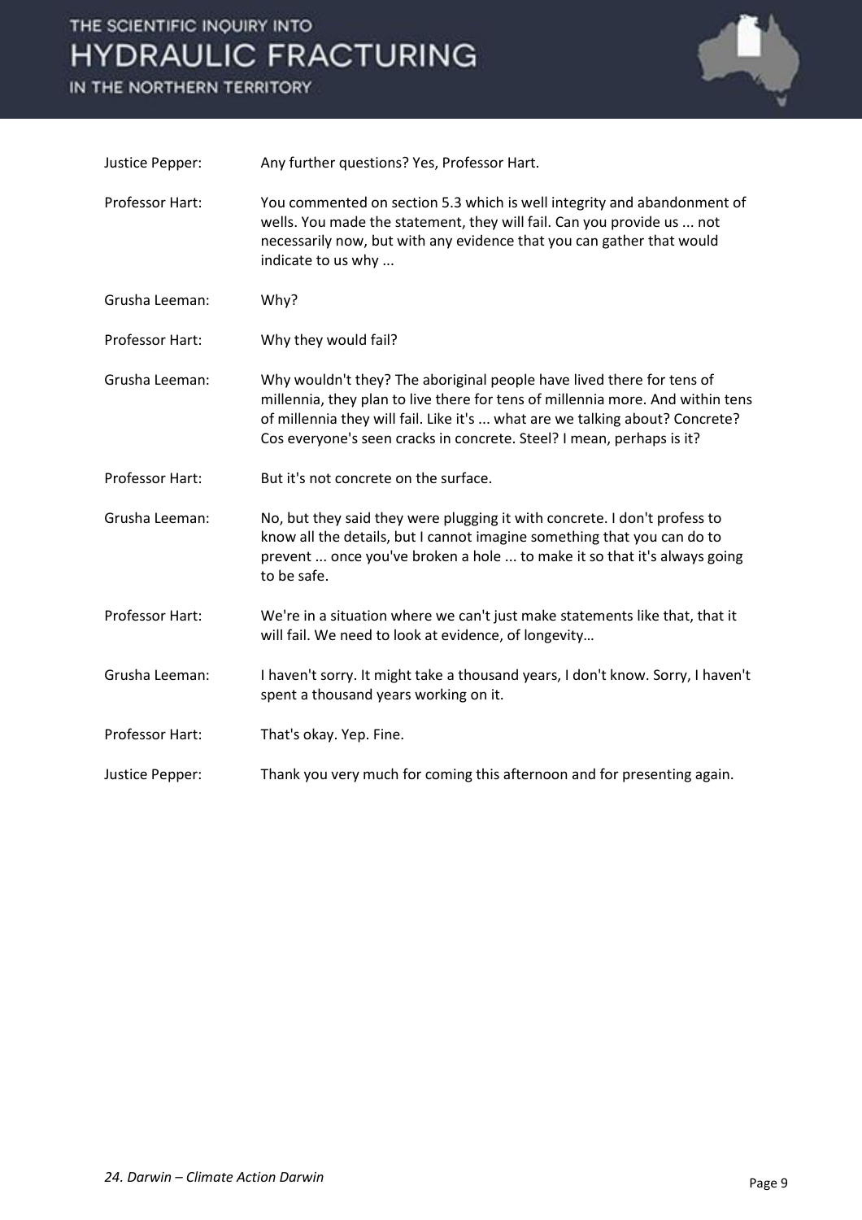Justice Pepper: Any further questions? Yes, Professor Hart.

Professor Hart: You commented on section 5.3 which is well integrity and abandonment of wells. You made the statement, they will fail. Can you provide us ... not necessarily now, but with any evidence that you can gather that would indicate to us why ...

Grusha Leeman: Why?

Professor Hart: Why they would fail?

Grusha Leeman: Why wouldn't they? The aboriginal people have lived there for tens of millennia, they plan to live there for tens of millennia more. And within tens of millennia they will fail. Like it's ... what are we talking about? Concrete? Cos everyone's seen cracks in concrete. Steel? I mean, perhaps is it?

Professor Hart: But it's not concrete on the surface.

Grusha Leeman: No, but they said they were plugging it with concrete. I don't profess to know all the details, but I cannot imagine something that you can do to prevent ... once you've broken a hole ... to make it so that it's always going to be safe.

Professor Hart: We're in a situation where we can't just make statements like that, that it will fail. We need to look at evidence, of longevity…

Grusha Leeman: I haven't sorry. It might take a thousand years, I don't know. Sorry, I haven't spent a thousand years working on it.

Professor Hart: That's okay. Yep. Fine.

Justice Pepper: Thank you very much for coming this afternoon and for presenting again.